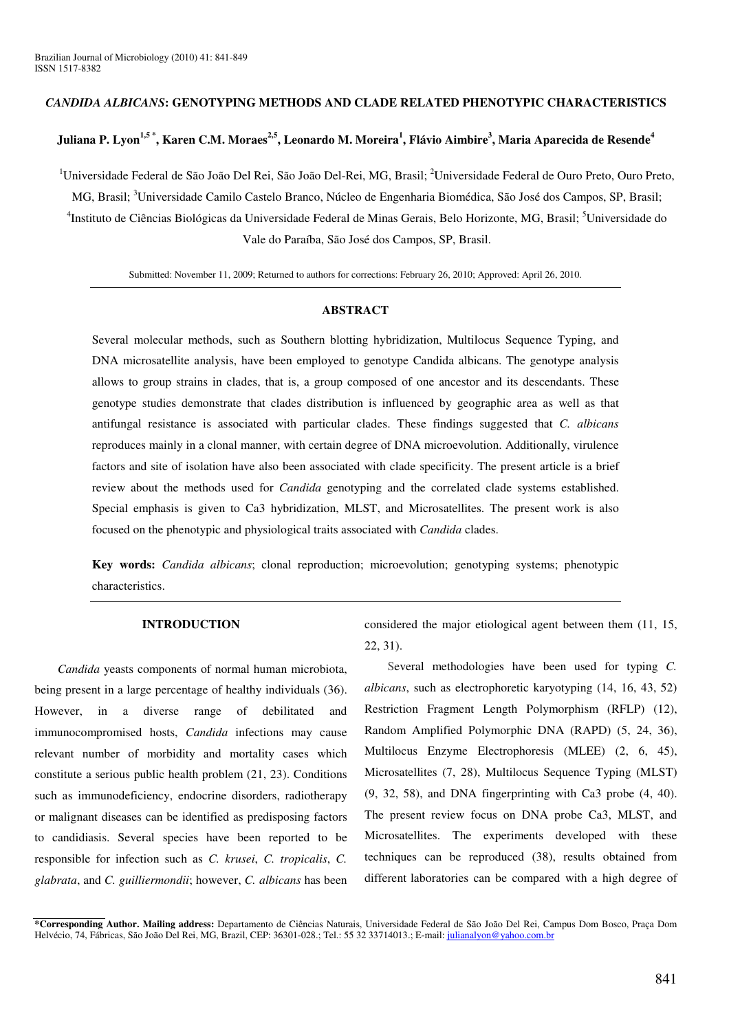# *CANDIDA ALBICANS*: GENOTYPING METHODS AND CLADE RELATED PHENOTYPIC CHARACTERISTICS

**Juliana P. Lyon[1,5*], Karen C.M. Moraes[2,5], Leonardo M. Moreira[1], Flávio Aimbire[3], Maria Aparecida de Resende[4]**

[1]Universidade Federal de São João Del Rei, São João Del-Rei, MG, Brasil; [2]Universidade Federal de Ouro Preto, Ouro Preto, MG, Brasil; [3]Universidade Camilo Castelo Branco, Núcleo de Engenharia Biomédica, São José dos Campos, SP, Brasil; [4]Instituto de Ciências Biológicas da Universidade Federal de Minas Gerais, Belo Horizonte, MG, Brasil; [5]Universidade do Vale do Paraíba, São José dos Campos, SP, Brasil.

Submitted: November 11, 2009; Returned to authors for corrections: February 26, 2010; Approved: April 26, 2010.

## ABSTRACT

Several molecular methods, such as Southern blotting hybridization, Multilocus Sequence Typing, and DNA microsatellite analysis, have been employed to genotype Candida albicans. The genotype analysis allows to group strains in clades, that is, a group composed of one ancestor and its descendants. These genotype studies demonstrate that clades distribution is influenced by geographic area as well as that antifungal resistance is associated with particular clades. These findings suggested that *C. albicans* reproduces mainly in a clonal manner, with certain degree of DNA microevolution. Additionally, virulence factors and site of isolation have also been associated with clade specificity. The present article is a brief review about the methods used for *Candida* genotyping and the correlated clade systems established. Special emphasis is given to Ca3 hybridization, MLST, and Microsatellites. The present work is also focused on the phenotypic and physiological traits associated with *Candida* clades.

**Key words:** *Candida albicans*; clonal reproduction; microevolution; genotyping systems; phenotypic characteristics.

## INTRODUCTION

*Candida* yeasts components of normal human microbiota, being present in a large percentage of healthy individuals (36). However, in a diverse range of debilitated and immunocompromised hosts, *Candida* infections may cause relevant number of morbidity and mortality cases which constitute a serious public health problem (21, 23). Conditions such as immunodeficiency, endocrine disorders, radiotherapy or malignant diseases can be identified as predisposing factors to candidiasis. Several species have been reported to be responsible for infection such as *C. krusei*, *C. tropicalis*, *C. glabrata*, and *C. guilliermondii*; however, *C. albicans* has been considered the major etiological agent between them (11, 15, 22, 31).

Several methodologies have been used for typing *C. albicans*, such as electrophoretic karyotyping (14, 16, 43, 52) Restriction Fragment Length Polymorphism (RFLP) (12), Random Amplified Polymorphic DNA (RAPD) (5, 24, 36), Multilocus Enzyme Electrophoresis (MLEE) (2, 6, 45), Microsatellites (7, 28), Multilocus Sequence Typing (MLST) (9, 32, 58), and DNA fingerprinting with Ca3 probe (4, 40). The present review focus on DNA probe Ca3, MLST, and Microsatellites. The experiments developed with these techniques can be reproduced (38), results obtained from different laboratories can be compared with a high degree of

*Corresponding Author. Mailing address: Departamento de Ciências Naturais, Universidade Federal de São João Del Rei, Campus Dom Bosco, Praça Dom Helvécio, 74, Fábricas, São João Del Rei, MG, Brazil, CEP: 36301-028.; Tel.: 55 32 33714013.; E-mail: julianalyon@yahoo.com.br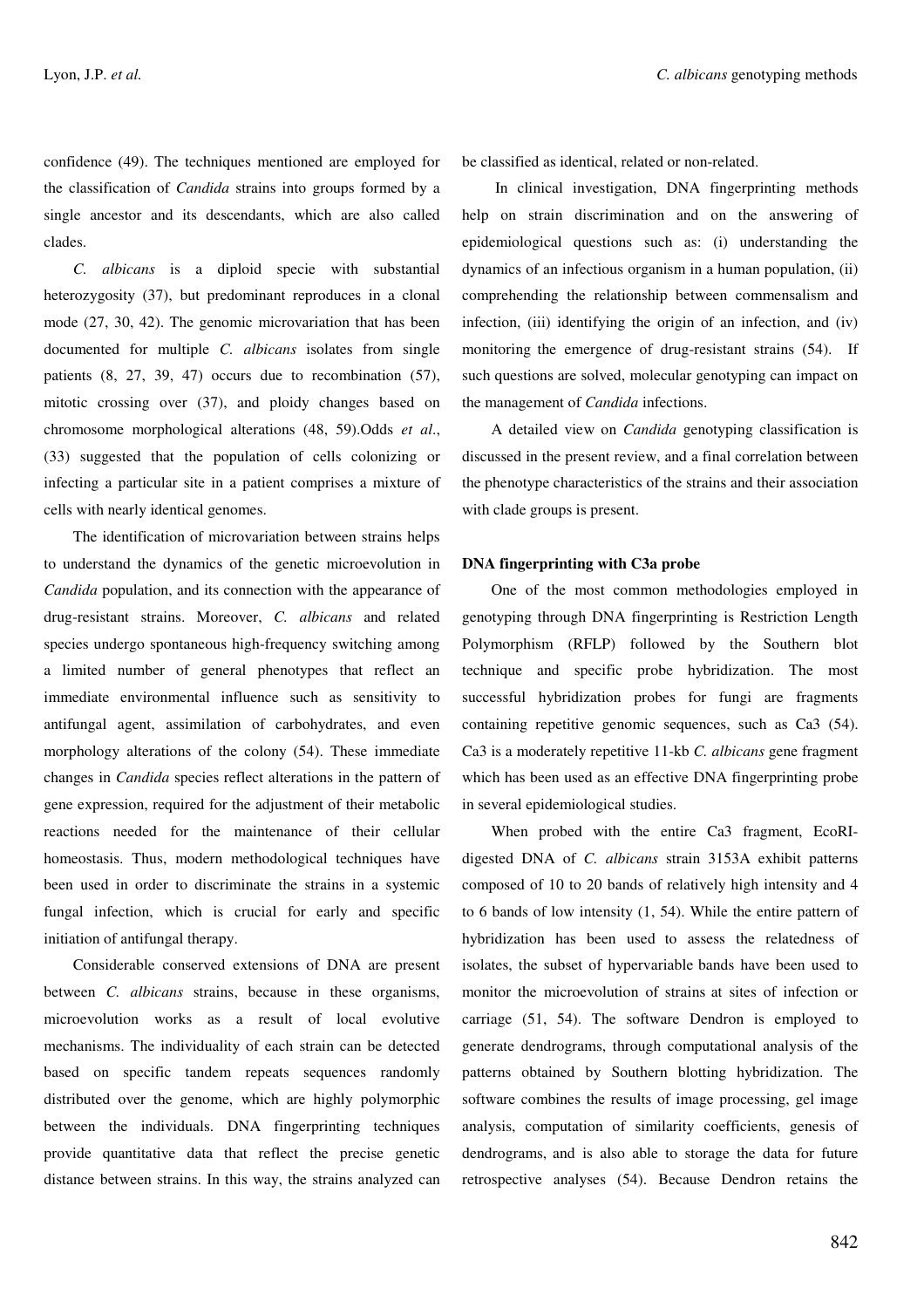confidence (49). The techniques mentioned are employed for the classification of *Candida* strains into groups formed by a single ancestor and its descendants, which are also called clades.

*C. albicans* is a diploid specie with substantial heterozygosity (37), but predominant reproduces in a clonal mode (27, 30, 42). The genomic microvariation that has been documented for multiple *C. albicans* isolates from single patients (8, 27, 39, 47) occurs due to recombination (57), mitotic crossing over (37), and ploidy changes based on chromosome morphological alterations (48, 59).Odds *et al*., (33) suggested that the population of cells colonizing or infecting a particular site in a patient comprises a mixture of cells with nearly identical genomes.

The identification of microvariation between strains helps to understand the dynamics of the genetic microevolution in *Candida* population, and its connection with the appearance of drug-resistant strains. Moreover, *C. albicans* and related species undergo spontaneous high-frequency switching among a limited number of general phenotypes that reflect an immediate environmental influence such as sensitivity to antifungal agent, assimilation of carbohydrates, and even morphology alterations of the colony (54). These immediate changes in *Candida* species reflect alterations in the pattern of gene expression, required for the adjustment of their metabolic reactions needed for the maintenance of their cellular homeostasis. Thus, modern methodological techniques have been used in order to discriminate the strains in a systemic fungal infection, which is crucial for early and specific initiation of antifungal therapy.

Considerable conserved extensions of DNA are present between *C. albicans* strains, because in these organisms, microevolution works as a result of local evolutive mechanisms. The individuality of each strain can be detected based on specific tandem repeats sequences randomly distributed over the genome, which are highly polymorphic between the individuals. DNA fingerprinting techniques provide quantitative data that reflect the precise genetic distance between strains. In this way, the strains analyzed can be classified as identical, related or non-related.

In clinical investigation, DNA fingerprinting methods help on strain discrimination and on the answering of epidemiological questions such as: (i) understanding the dynamics of an infectious organism in a human population, (ii) comprehending the relationship between commensalism and infection, (iii) identifying the origin of an infection, and (iv) monitoring the emergence of drug-resistant strains (54). If such questions are solved, molecular genotyping can impact on the management of *Candida* infections.

A detailed view on *Candida* genotyping classification is discussed in the present review, and a final correlation between the phenotype characteristics of the strains and their association with clade groups is present.

**DNA fingerprinting with C3a probe**

One of the most common methodologies employed in genotyping through DNA fingerprinting is Restriction Length Polymorphism (RFLP) followed by the Southern blot technique and specific probe hybridization. The most successful hybridization probes for fungi are fragments containing repetitive genomic sequences, such as Ca3 (54). Ca3 is a moderately repetitive 11-kb *C. albicans* gene fragment which has been used as an effective DNA fingerprinting probe in several epidemiological studies.

When probed with the entire Ca3 fragment, EcoRI-digested DNA of *C. albicans* strain 3153A exhibit patterns composed of 10 to 20 bands of relatively high intensity and 4 to 6 bands of low intensity (1, 54). While the entire pattern of hybridization has been used to assess the relatedness of isolates, the subset of hypervariable bands have been used to monitor the microevolution of strains at sites of infection or carriage (51, 54). The software Dendron is employed to generate dendrograms, through computational analysis of the patterns obtained by Southern blotting hybridization. The software combines the results of image processing, gel image analysis, computation of similarity coefficients, genesis of dendrograms, and is also able to storage the data for future retrospective analyses (54). Because Dendron retains the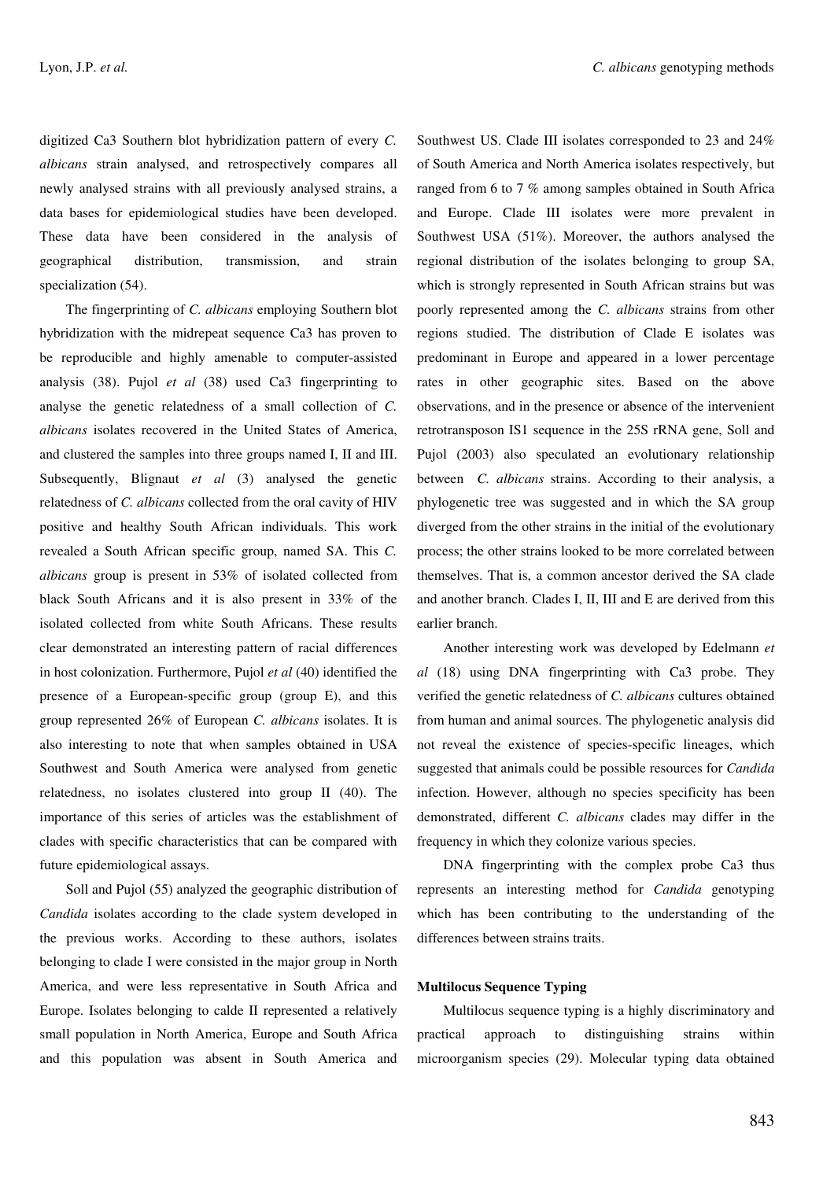digitized Ca3 Southern blot hybridization pattern of every *C. albicans* strain analysed, and retrospectively compares all newly analysed strains with all previously analysed strains, a data bases for epidemiological studies have been developed. These data have been considered in the analysis of geographical distribution, transmission, and strain specialization (54).

The fingerprinting of *C. albicans* employing Southern blot hybridization with the midrepeat sequence Ca3 has proven to be reproducible and highly amenable to computer-assisted analysis (38). Pujol *et al* (38) used Ca3 fingerprinting to analyse the genetic relatedness of a small collection of *C. albicans* isolates recovered in the United States of America, and clustered the samples into three groups named I, II and III. Subsequently, Blignaut *et al* (3) analysed the genetic relatedness of *C. albicans* collected from the oral cavity of HIV positive and healthy South African individuals. This work revealed a South African specific group, named SA. This *C. albicans* group is present in 53% of isolated collected from black South Africans and it is also present in 33% of the isolated collected from white South Africans. These results clear demonstrated an interesting pattern of racial differences in host colonization. Furthermore, Pujol *et al* (40) identified the presence of a European-specific group (group E), and this group represented 26% of European *C. albicans* isolates. It is also interesting to note that when samples obtained in USA Southwest and South America were analysed from genetic relatedness, no isolates clustered into group II (40). The importance of this series of articles was the establishment of clades with specific characteristics that can be compared with future epidemiological assays.

Soll and Pujol (55) analyzed the geographic distribution of *Candida* isolates according to the clade system developed in the previous works. According to these authors, isolates belonging to clade I were consisted in the major group in North America, and were less representative in South Africa and Europe. Isolates belonging to calde II represented a relatively small population in North America, Europe and South Africa and this population was absent in South America and Southwest US. Clade III isolates corresponded to 23 and 24% of South America and North America isolates respectively, but ranged from 6 to 7 % among samples obtained in South Africa and Europe. Clade III isolates were more prevalent in Southwest USA (51%). Moreover, the authors analysed the regional distribution of the isolates belonging to group SA, which is strongly represented in South African strains but was poorly represented among the *C. albicans* strains from other regions studied. The distribution of Clade E isolates was predominant in Europe and appeared in a lower percentage rates in other geographic sites. Based on the above observations, and in the presence or absence of the intervenient retrotransposon IS1 sequence in the 25S rRNA gene, Soll and Pujol (2003) also speculated an evolutionary relationship between *C. albicans* strains. According to their analysis, a phylogenetic tree was suggested and in which the SA group diverged from the other strains in the initial of the evolutionary process; the other strains looked to be more correlated between themselves. That is, a common ancestor derived the SA clade and another branch. Clades I, II, III and E are derived from this earlier branch.

Another interesting work was developed by Edelmann *et al* (18) using DNA fingerprinting with Ca3 probe. They verified the genetic relatedness of *C. albicans* cultures obtained from human and animal sources. The phylogenetic analysis did not reveal the existence of species-specific lineages, which suggested that animals could be possible resources for *Candida* infection. However, although no species specificity has been demonstrated, different *C. albicans* clades may differ in the frequency in which they colonize various species.

DNA fingerprinting with the complex probe Ca3 thus represents an interesting method for *Candida* genotyping which has been contributing to the understanding of the differences between strains traits.

**Multilocus Sequence Typing**

Multilocus sequence typing is a highly discriminatory and practical approach to distinguishing strains within microorganism species (29). Molecular typing data obtained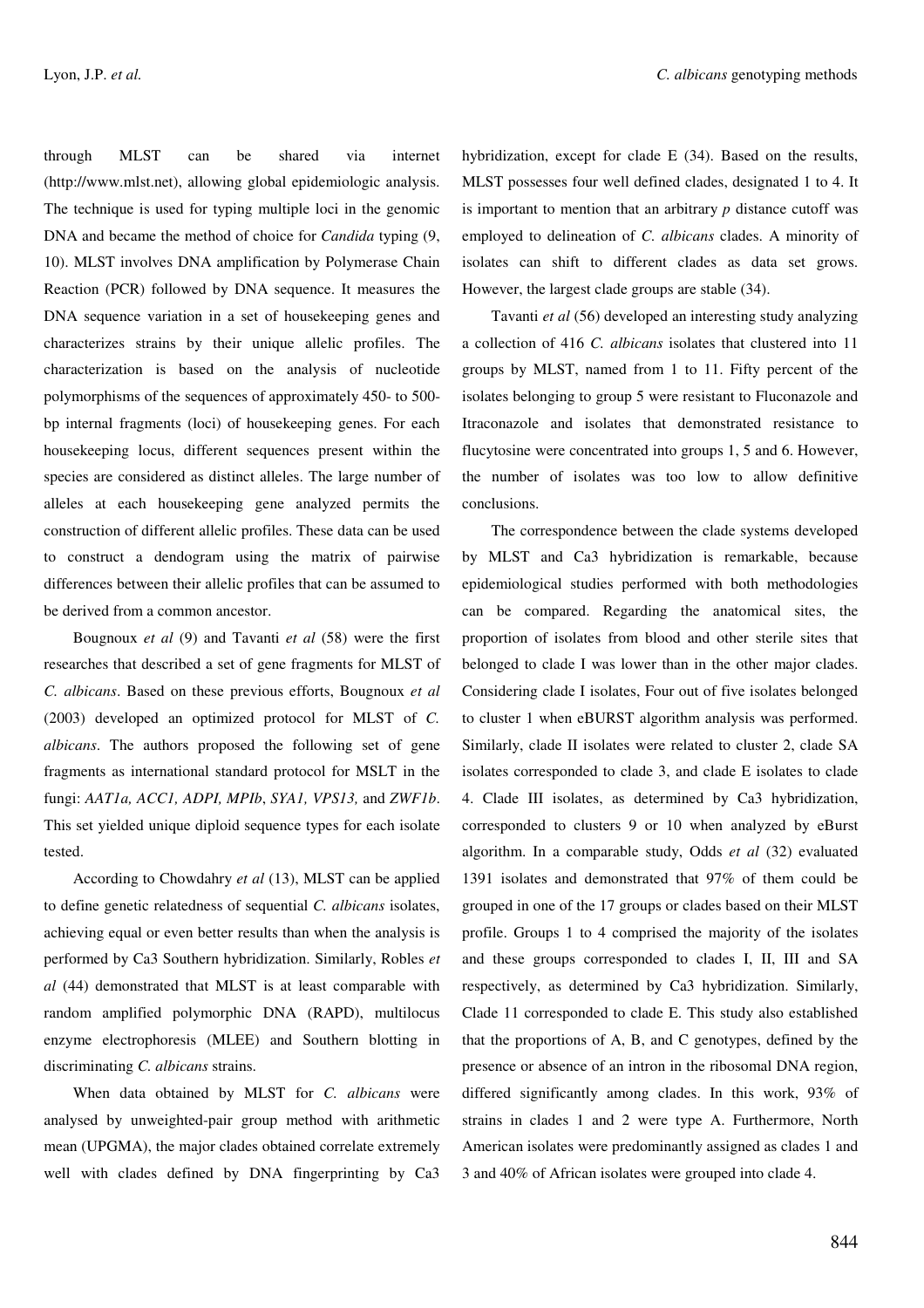through MLST can be shared via internet (http://www.mlst.net), allowing global epidemiologic analysis. The technique is used for typing multiple loci in the genomic DNA and became the method of choice for *Candida* typing (9, 10). MLST involves DNA amplification by Polymerase Chain Reaction (PCR) followed by DNA sequence. It measures the DNA sequence variation in a set of housekeeping genes and characterizes strains by their unique allelic profiles. The characterization is based on the analysis of nucleotide polymorphisms of the sequences of approximately 450- to 500-bp internal fragments (loci) of housekeeping genes. For each housekeeping locus, different sequences present within the species are considered as distinct alleles. The large number of alleles at each housekeeping gene analyzed permits the construction of different allelic profiles. These data can be used to construct a dendogram using the matrix of pairwise differences between their allelic profiles that can be assumed to be derived from a common ancestor.

Bougnoux *et al* (9) and Tavanti *et al* (58) were the first researches that described a set of gene fragments for MLST of *C. albicans*. Based on these previous efforts, Bougnoux *et al* (2003) developed an optimized protocol for MLST of *C. albicans*. The authors proposed the following set of gene fragments as international standard protocol for MSLT in the fungi: *AAT1a, ACC1, ADPI, MPIb*, *SYA1, VPS13,* and *ZWF1b*. This set yielded unique diploid sequence types for each isolate tested.

According to Chowdahry *et al* (13), MLST can be applied to define genetic relatedness of sequential *C. albicans* isolates, achieving equal or even better results than when the analysis is performed by Ca3 Southern hybridization. Similarly, Robles *et al* (44) demonstrated that MLST is at least comparable with random amplified polymorphic DNA (RAPD), multilocus enzyme electrophoresis (MLEE) and Southern blotting in discriminating *C. albicans* strains.

When data obtained by MLST for *C. albicans* were analysed by unweighted-pair group method with arithmetic mean (UPGMA), the major clades obtained correlate extremely well with clades defined by DNA fingerprinting by Ca3 hybridization, except for clade E (34). Based on the results, MLST possesses four well defined clades, designated 1 to 4. It is important to mention that an arbitrary *p* distance cutoff was employed to delineation of *C. albicans* clades. A minority of isolates can shift to different clades as data set grows. However, the largest clade groups are stable (34).

Tavanti *et al* (56) developed an interesting study analyzing a collection of 416 *C. albicans* isolates that clustered into 11 groups by MLST, named from 1 to 11. Fifty percent of the isolates belonging to group 5 were resistant to Fluconazole and Itraconazole and isolates that demonstrated resistance to flucytosine were concentrated into groups 1, 5 and 6. However, the number of isolates was too low to allow definitive conclusions.

The correspondence between the clade systems developed by MLST and Ca3 hybridization is remarkable, because epidemiological studies performed with both methodologies can be compared. Regarding the anatomical sites, the proportion of isolates from blood and other sterile sites that belonged to clade I was lower than in the other major clades. Considering clade I isolates, Four out of five isolates belonged to cluster 1 when eBURST algorithm analysis was performed. Similarly, clade II isolates were related to cluster 2, clade SA isolates corresponded to clade 3, and clade E isolates to clade 4. Clade III isolates, as determined by Ca3 hybridization, corresponded to clusters 9 or 10 when analyzed by eBurst algorithm. In a comparable study, Odds *et al* (32) evaluated 1391 isolates and demonstrated that 97% of them could be grouped in one of the 17 groups or clades based on their MLST profile. Groups 1 to 4 comprised the majority of the isolates and these groups corresponded to clades I, II, III and SA respectively, as determined by Ca3 hybridization. Similarly, Clade 11 corresponded to clade E. This study also established that the proportions of A, B, and C genotypes, defined by the presence or absence of an intron in the ribosomal DNA region, differed significantly among clades. In this work, 93% of strains in clades 1 and 2 were type A. Furthermore, North American isolates were predominantly assigned as clades 1 and 3 and 40% of African isolates were grouped into clade 4.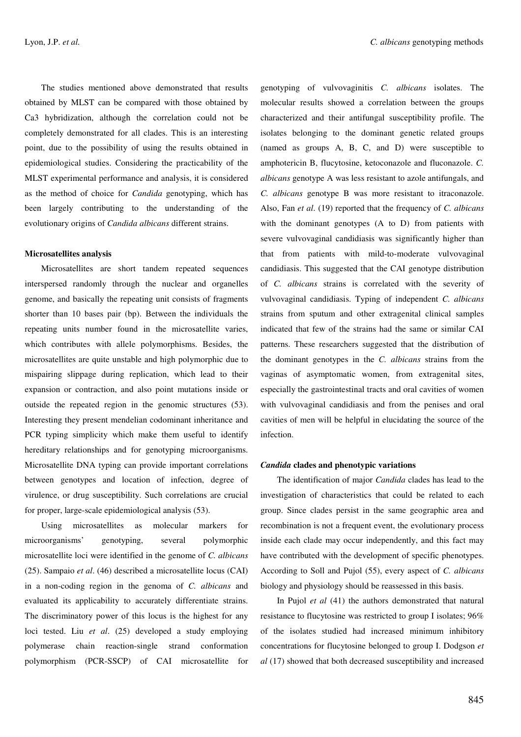The studies mentioned above demonstrated that results obtained by MLST can be compared with those obtained by Ca3 hybridization, although the correlation could not be completely demonstrated for all clades. This is an interesting point, due to the possibility of using the results obtained in epidemiological studies. Considering the practicability of the MLST experimental performance and analysis, it is considered as the method of choice for *Candida* genotyping, which has been largely contributing to the understanding of the evolutionary origins of *Candida albicans* different strains.

**Microsatellites analysis**

Microsatellites are short tandem repeated sequences interspersed randomly through the nuclear and organelles genome, and basically the repeating unit consists of fragments shorter than 10 bases pair (bp). Between the individuals the repeating units number found in the microsatellite varies, which contributes with allele polymorphisms. Besides, the microsatellites are quite unstable and high polymorphic due to mispairing slippage during replication, which lead to their expansion or contraction, and also point mutations inside or outside the repeated region in the genomic structures (53). Interesting they present mendelian codominant inheritance and PCR typing simplicity which make them useful to identify hereditary relationships and for genotyping microorganisms. Microsatellite DNA typing can provide important correlations between genotypes and location of infection, degree of virulence, or drug susceptibility. Such correlations are crucial for proper, large-scale epidemiological analysis (53).

Using microsatellites as molecular markers for microorganisms' genotyping, several polymorphic microsatellite loci were identified in the genome of *C. albicans* (25). Sampaio *et al*. (46) described a microsatellite locus (CAI) in a non-coding region in the genoma of *C. albicans* and evaluated its applicability to accurately differentiate strains. The discriminatory power of this locus is the highest for any loci tested. Liu *et al*. (25) developed a study employing polymerase chain reaction-single strand conformation polymorphism (PCR-SSCP) of CAI microsatellite for genotyping of vulvovaginitis *C. albicans* isolates. The molecular results showed a correlation between the groups characterized and their antifungal susceptibility profile. The isolates belonging to the dominant genetic related groups (named as groups A, B, C, and D) were susceptible to amphotericin B, flucytosine, ketoconazole and fluconazole. *C. albicans* genotype A was less resistant to azole antifungals, and *C. albicans* genotype B was more resistant to itraconazole. Also, Fan *et al*. (19) reported that the frequency of *C. albicans* with the dominant genotypes (A to D) from patients with severe vulvovaginal candidiasis was significantly higher than that from patients with mild-to-moderate vulvovaginal candidiasis. This suggested that the CAI genotype distribution of *C. albicans* strains is correlated with the severity of vulvovaginal candidiasis. Typing of independent *C. albicans* strains from sputum and other extragenital clinical samples indicated that few of the strains had the same or similar CAI patterns. These researchers suggested that the distribution of the dominant genotypes in the *C. albicans* strains from the vaginas of asymptomatic women, from extragenital sites, especially the gastrointestinal tracts and oral cavities of women with vulvovaginal candidiasis and from the penises and oral cavities of men will be helpful in elucidating the source of the infection.

***Candida* clades and phenotypic variations**

The identification of major *Candida* clades has lead to the investigation of characteristics that could be related to each group. Since clades persist in the same geographic area and recombination is not a frequent event, the evolutionary process inside each clade may occur independently, and this fact may have contributed with the development of specific phenotypes. According to Soll and Pujol (55), every aspect of *C. albicans* biology and physiology should be reassessed in this basis.

In Pujol *et al* (41) the authors demonstrated that natural resistance to flucytosine was restricted to group I isolates; 96% of the isolates studied had increased minimum inhibitory concentrations for flucytosine belonged to group I. Dodgson *et al* (17) showed that both decreased susceptibility and increased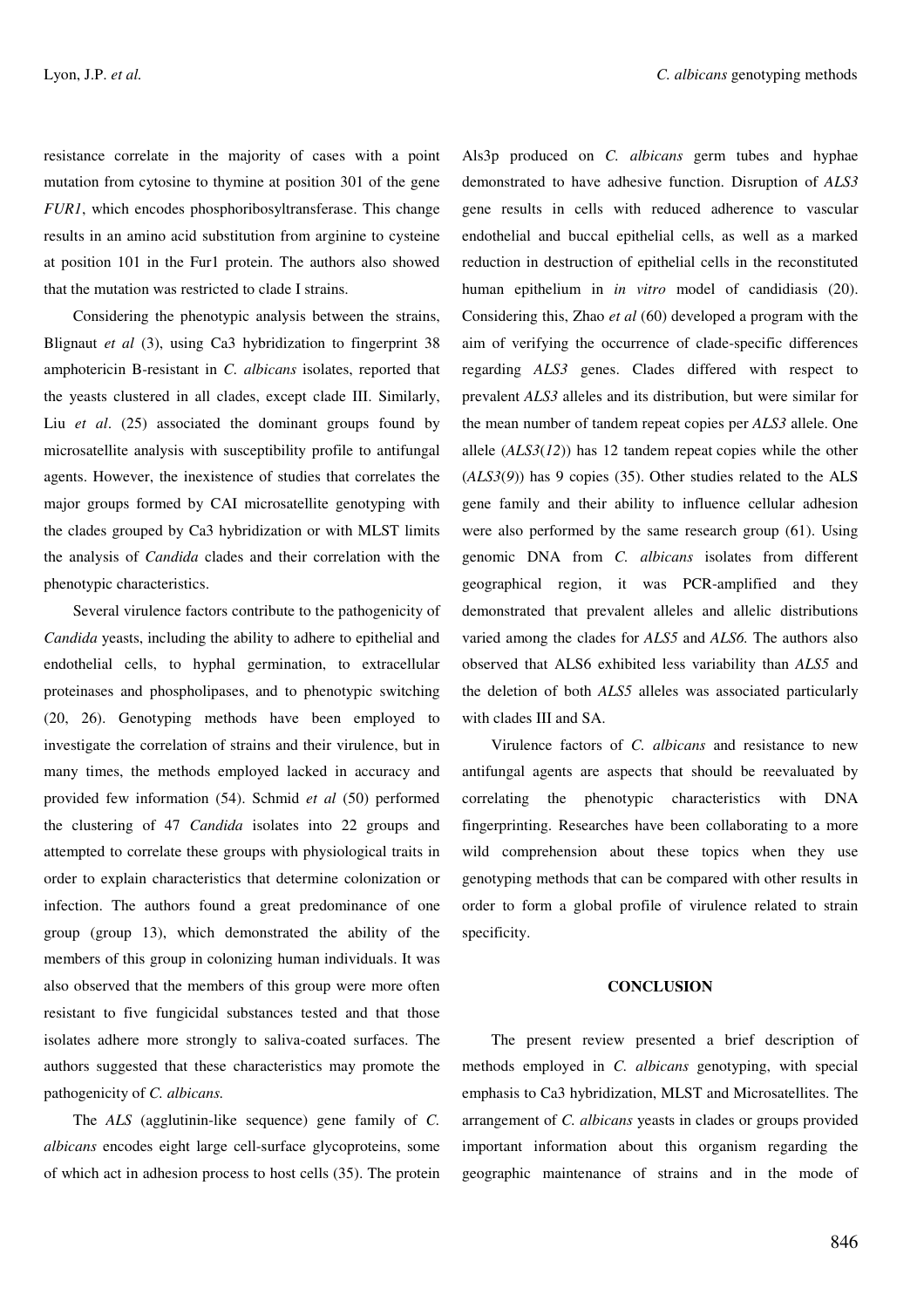resistance correlate in the majority of cases with a point mutation from cytosine to thymine at position 301 of the gene *FUR1*, which encodes phosphoribosyltransferase. This change results in an amino acid substitution from arginine to cysteine at position 101 in the Fur1 protein. The authors also showed that the mutation was restricted to clade I strains.

Considering the phenotypic analysis between the strains, Blignaut *et al* (3), using Ca3 hybridization to fingerprint 38 amphotericin B-resistant in *C. albicans* isolates, reported that the yeasts clustered in all clades, except clade III. Similarly, Liu *et al*. (25) associated the dominant groups found by microsatellite analysis with susceptibility profile to antifungal agents. However, the inexistence of studies that correlates the major groups formed by CAI microsatellite genotyping with the clades grouped by Ca3 hybridization or with MLST limits the analysis of *Candida* clades and their correlation with the phenotypic characteristics.

Several virulence factors contribute to the pathogenicity of *Candida* yeasts, including the ability to adhere to epithelial and endothelial cells, to hyphal germination, to extracellular proteinases and phospholipases, and to phenotypic switching (20, 26). Genotyping methods have been employed to investigate the correlation of strains and their virulence, but in many times, the methods employed lacked in accuracy and provided few information (54). Schmid *et al* (50) performed the clustering of 47 *Candida* isolates into 22 groups and attempted to correlate these groups with physiological traits in order to explain characteristics that determine colonization or infection. The authors found a great predominance of one group (group 13), which demonstrated the ability of the members of this group in colonizing human individuals. It was also observed that the members of this group were more often resistant to five fungicidal substances tested and that those isolates adhere more strongly to saliva-coated surfaces. The authors suggested that these characteristics may promote the pathogenicity of *C. albicans.*

The *ALS* (agglutinin-like sequence) gene family of *C. albicans* encodes eight large cell-surface glycoproteins, some of which act in adhesion process to host cells (35). The protein Als3p produced on *C. albicans* germ tubes and hyphae demonstrated to have adhesive function. Disruption of *ALS3* gene results in cells with reduced adherence to vascular endothelial and buccal epithelial cells, as well as a marked reduction in destruction of epithelial cells in the reconstituted human epithelium in *in vitro* model of candidiasis (20). Considering this, Zhao *et al* (60) developed a program with the aim of verifying the occurrence of clade-specific differences regarding *ALS3* genes. Clades differed with respect to prevalent *ALS3* alleles and its distribution, but were similar for the mean number of tandem repeat copies per *ALS3* allele. One allele (*ALS3*(*12*)) has 12 tandem repeat copies while the other (*ALS3*(*9*)) has 9 copies (35). Other studies related to the ALS gene family and their ability to influence cellular adhesion were also performed by the same research group (61). Using genomic DNA from *C. albicans* isolates from different geographical region, it was PCR-amplified and they demonstrated that prevalent alleles and allelic distributions varied among the clades for *ALS5* and *ALS6.* The authors also observed that ALS6 exhibited less variability than *ALS5* and the deletion of both *ALS5* alleles was associated particularly with clades III and SA.

Virulence factors of *C. albicans* and resistance to new antifungal agents are aspects that should be reevaluated by correlating the phenotypic characteristics with DNA fingerprinting. Researches have been collaborating to a more wild comprehension about these topics when they use genotyping methods that can be compared with other results in order to form a global profile of virulence related to strain specificity.

## CONCLUSION

The present review presented a brief description of methods employed in *C. albicans* genotyping, with special emphasis to Ca3 hybridization, MLST and Microsatellites. The arrangement of *C. albicans* yeasts in clades or groups provided important information about this organism regarding the geographic maintenance of strains and in the mode of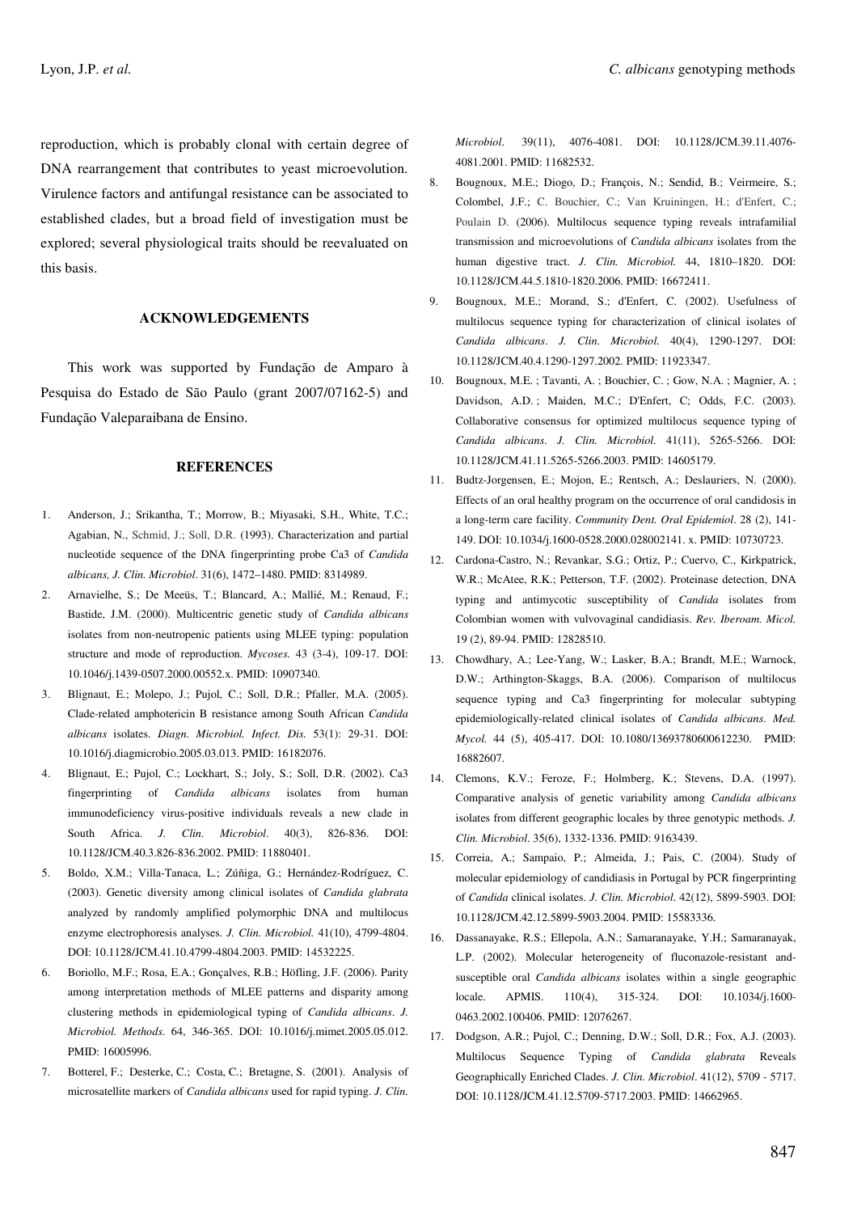reproduction, which is probably clonal with certain degree of DNA rearrangement that contributes to yeast microevolution. Virulence factors and antifungal resistance can be associated to established clades, but a broad field of investigation must be explored; several physiological traits should be reevaluated on this basis.

## ACKNOWLEDGEMENTS

This work was supported by Fundação de Amparo à Pesquisa do Estado de São Paulo (grant 2007/07162-5) and Fundação Valeparaibana de Ensino.

## REFERENCES

1. Anderson, J.; Srikantha, T.; Morrow, B.; Miyasaki, S.H., White, T.C.; Agabian, N., Schmid, J.; Soll, D.R. (1993). Characterization and partial nucleotide sequence of the DNA fingerprinting probe Ca3 of *Candida albicans, J. Clin. Microbiol*. 31(6), 1472–1480. PMID: 8314989.
2. Arnavielhe, S.; De Meeüs, T.; Blancard, A.; Mallié, M.; Renaud, F.; Bastide, J.M. (2000). Multicentric genetic study of *Candida albicans* isolates from non-neutropenic patients using MLEE typing: population structure and mode of reproduction. *Mycoses.* 43 (3-4), 109-17. DOI: 10.1046/j.1439-0507.2000.00552.x. PMID: 10907340.
3. Blignaut, E.; Molepo, J.; Pujol, C.; Soll, D.R.; Pfaller, M.A. (2005). Clade-related amphotericin B resistance among South African *Candida albicans* isolates. *Diagn. Microbiol. Infect. Dis.* 53(1): 29-31. DOI: 10.1016/j.diagmicrobio.2005.03.013. PMID: 16182076.
4. Blignaut, E.; Pujol, C.; Lockhart, S.; Joly, S.; Soll, D.R. (2002). Ca3 fingerprinting of *Candida albicans* isolates from human immunodeficiency virus-positive individuals reveals a new clade in South Africa. *J. Clin. Microbiol*. 40(3), 826-836. DOI: 10.1128/JCM.40.3.826-836.2002. PMID: 11880401.
5. Boldo, X.M.; Villa-Tanaca, L.; Zúñiga, G.; Hernández-Rodríguez, C. (2003). Genetic diversity among clinical isolates of *Candida glabrata* analyzed by randomly amplified polymorphic DNA and multilocus enzyme electrophoresis analyses. *J. Clin. Microbiol.* 41(10), 4799-4804. DOI: 10.1128/JCM.41.10.4799-4804.2003. PMID: 14532225.
6. Boriollo, M.F.; Rosa, E.A.; Gonçalves, R.B.; Höfling, J.F. (2006). Parity among interpretation methods of MLEE patterns and disparity among clustering methods in epidemiological typing of *Candida albicans*. *J. Microbiol. Methods.* 64, 346-365. DOI: 10.1016/j.mimet.2005.05.012. PMID: 16005996.
7. Botterel, F.; Desterke, C.; Costa, C.; Bretagne, S. (2001). Analysis of microsatellite markers of *Candida albicans* used for rapid typing. *J. Clin. Microbiol*. 39(11), 4076-4081. DOI: 10.1128/JCM.39.11.4076-4081.2001. PMID: 11682532.
8. Bougnoux, M.E.; Diogo, D.; François, N.; Sendid, B.; Veirmeire, S.; Colombel, J.F.; C. Bouchier, C.; Van Kruiningen, H.; d'Enfert, C.; Poulain D. (2006). Multilocus sequence typing reveals intrafamilial transmission and microevolutions of *Candida albicans* isolates from the human digestive tract. *J. Clin. Microbiol.* 44, 1810–1820. DOI: 10.1128/JCM.44.5.1810-1820.2006. PMID: 16672411.
9. Bougnoux, M.E.; Morand, S.; d'Enfert, C. (2002). Usefulness of multilocus sequence typing for characterization of clinical isolates of *Candida albicans*. *J. Clin. Microbiol.* 40(4), 1290-1297. DOI: 10.1128/JCM.40.4.1290-1297.2002. PMID: 11923347.
10. Bougnoux, M.E. ; Tavanti, A. ; Bouchier, C. ; Gow, N.A. ; Magnier, A. ; Davidson, A.D. ; Maiden, M.C.; D'Enfert, C; Odds, F.C. (2003). Collaborative consensus for optimized multilocus sequence typing of *Candida albicans*. *J. Clin. Microbiol*. 41(11), 5265-5266. DOI: 10.1128/JCM.41.11.5265-5266.2003. PMID: 14605179.
11. Budtz-Jorgensen, E.; Mojon, E.; Rentsch, A.; Deslauriers, N. (2000). Effects of an oral healthy program on the occurrence of oral candidosis in a long-term care facility. *Community Dent. Oral Epidemiol*. 28 (2), 141-149. DOI: 10.1034/j.1600-0528.2000.028002141. x. PMID: 10730723.
12. Cardona-Castro, N.; Revankar, S.G.; Ortiz, P.; Cuervo, C., Kirkpatrick, W.R.; McAtee, R.K.; Petterson, T.F. (2002). Proteinase detection, DNA typing and antimycotic susceptibility of *Candida* isolates from Colombian women with vulvovaginal candidiasis. *Rev. Iberoam. Micol.* 19 (2), 89-94. PMID: 12828510.
13. Chowdhary, A.; Lee-Yang, W.; Lasker, B.A.; Brandt, M.E.; Warnock, D.W.; Arthington-Skaggs, B.A. (2006). Comparison of multilocus sequence typing and Ca3 fingerprinting for molecular subtyping epidemiologically-related clinical isolates of *Candida albicans*. *Med. Mycol.* 44 (5), 405-417. DOI: 10.1080/13693780600612230. PMID: 16882607.
14. Clemons, K.V.; Feroze, F.; Holmberg, K.; Stevens, D.A. (1997). Comparative analysis of genetic variability among *Candida albicans* isolates from different geographic locales by three genotypic methods. *J. Clin. Microbiol*. 35(6), 1332-1336. PMID: 9163439.
15. Correia, A.; Sampaio, P.; Almeida, J.; Pais, C. (2004). Study of molecular epidemiology of candidiasis in Portugal by PCR fingerprinting of *Candida* clinical isolates. *J. Clin. Microbiol*. 42(12), 5899-5903. DOI: 10.1128/JCM.42.12.5899-5903.2004. PMID: 15583336.
16. Dassanayake, R.S.; Ellepola, A.N.; Samaranayake, Y.H.; Samaranayak, L.P. (2002). Molecular heterogeneity of fluconazole-resistant and-susceptible oral *Candida albicans* isolates within a single geographic locale. APMIS. 110(4), 315-324. DOI: 10.1034/j.1600-0463.2002.100406. PMID: 12076267.
17. Dodgson, A.R.; Pujol, C.; Denning, D.W.; Soll, D.R.; Fox, A.J. (2003). Multilocus Sequence Typing of *Candida glabrata* Reveals Geographically Enriched Clades. *J. Clin. Microbiol*. 41(12), 5709 - 5717. DOI: 10.1128/JCM.41.12.5709-5717.2003. PMID: 14662965.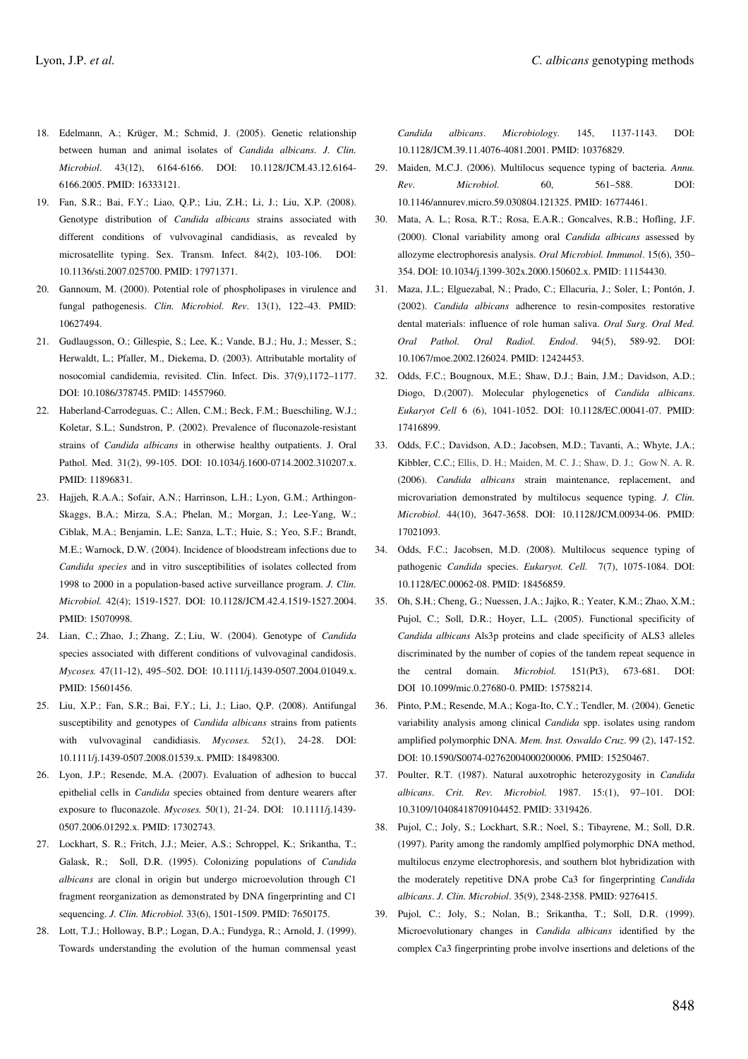18. Edelmann, A.; Krüger, M.; Schmid, J. (2005). Genetic relationship between human and animal isolates of *Candida albicans. J. Clin. Microbiol*. 43(12), 6164-6166. DOI: 10.1128/JCM.43.12.6164-6166.2005. PMID: 16333121.
19. Fan, S.R.; Bai, F.Y.; Liao, Q.P.; Liu, Z.H.; Li, J.; Liu, X.P. (2008). Genotype distribution of *Candida albicans* strains associated with different conditions of vulvovaginal candidiasis, as revealed by microsatellite typing. Sex. Transm. Infect. 84(2), 103-106. DOI: 10.1136/sti.2007.025700. PMID: 17971371.
20. Gannoum, M. (2000). Potential role of phospholipases in virulence and fungal pathogenesis. *Clin. Microbiol. Rev*. 13(1), 122–43. PMID: 10627494.
21. Gudlaugsson, O.; Gillespie, S.; Lee, K.; Vande, B.J.; Hu, J.; Messer, S.; Herwaldt, L.; Pfaller, M., Diekema, D. (2003). Attributable mortality of nosocomial candidemia, revisited. Clin. Infect. Dis. 37(9),1172–1177. DOI: 10.1086/378745. PMID: 14557960.
22. Haberland-Carrodeguas, C.; Allen, C.M.; Beck, F.M.; Bueschiling, W.J.; Koletar, S.L.; Sundstron, P. (2002). Prevalence of fluconazole-resistant strains of *Candida albicans* in otherwise healthy outpatients. J. Oral Pathol. Med. 31(2), 99-105. DOI: 10.1034/j.1600-0714.2002.310207.x. PMID: 11896831.
23. Hajjeh, R.A.A.; Sofair, A.N.; Harrinson, L.H.; Lyon, G.M.; Arthingon-Skaggs, B.A.; Mirza, S.A.; Phelan, M.; Morgan, J.; Lee-Yang, W.; Ciblak, M.A.; Benjamin, L.E; Sanza, L.T.; Huie, S.; Yeo, S.F.; Brandt, M.E.; Warnock, D.W. (2004). Incidence of bloodstream infections due to *Candida species* and in vitro susceptibilities of isolates collected from 1998 to 2000 in a population-based active surveillance program. *J. Clin. Microbiol.* 42(4); 1519-1527. DOI: 10.1128/JCM.42.4.1519-1527.2004. PMID: 15070998.
24. Lian, C.; Zhao, J.; Zhang, Z.; Liu, W. (2004). Genotype of *Candida* species associated with different conditions of vulvovaginal candidosis. *Mycoses.* 47(11-12), 495–502. DOI: 10.1111/j.1439-0507.2004.01049.x. PMID: 15601456.
25. Liu, X.P.; Fan, S.R.; Bai, F.Y.; Li, J.; Liao, Q.P. (2008). Antifungal susceptibility and genotypes of *Candida albicans* strains from patients with vulvovaginal candidiasis. *Mycoses.* 52(1), 24-28. DOI: 10.1111/j.1439-0507.2008.01539.x. PMID: 18498300.
26. Lyon, J.P.; Resende, M.A. (2007). Evaluation of adhesion to buccal epithelial cells in *Candida* species obtained from denture wearers after exposure to fluconazole. *Mycoses.* 50(1), 21-24. DOI: 10.1111/j.1439-0507.2006.01292.x. PMID: 17302743.
27. Lockhart, S. R.; Fritch, J.J.; Meier, A.S.; Schroppel, K.; Srikantha, T.; Galask, R.; Soll, D.R. (1995). Colonizing populations of *Candida albicans* are clonal in origin but undergo microevolution through C1 fragment reorganization as demonstrated by DNA fingerprinting and C1 sequencing. *J. Clin. Microbiol.* 33(6), 1501-1509. PMID: 7650175.
28. Lott, T.J.; Holloway, B.P.; Logan, D.A.; Fundyga, R.; Arnold, J. (1999). Towards understanding the evolution of the human commensal yeast *Candida albicans*. *Microbiology*. 145, 1137-1143. DOI: 10.1128/JCM.39.11.4076-4081.2001. PMID: 10376829.
29. Maiden, M.C.J. (2006). Multilocus sequence typing of bacteria. *Annu. Rev. Microbiol.* 60, 561–588. DOI: 10.1146/annurev.micro.59.030804.121325. PMID: 16774461.
30. Mata, A. L.; Rosa, R.T.; Rosa, E.A.R.; Goncalves, R.B.; Hofling, J.F. (2000). Clonal variability among oral *Candida albicans* assessed by allozyme electrophoresis analysis. *Oral Microbiol. Immunol*. 15(6), 350–354. DOI: 10.1034/j.1399-302x.2000.150602.x. PMID: 11154430.
31. Maza, J.L.; Elguezabal, N.; Prado, C.; Ellacuria, J.; Soler, I.; Pontón, J. (2002). *Candida albicans* adherence to resin-composites restorative dental materials: influence of role human saliva. *Oral Surg. Oral Med. Oral Pathol. Oral Radiol. Endod*. 94(5), 589-92. DOI: 10.1067/moe.2002.126024. PMID: 12424453.
32. Odds, F.C.; Bougnoux, M.E.; Shaw, D.J.; Bain, J.M.; Davidson, A.D.; Diogo, D.(2007). Molecular phylogenetics of *Candida albicans*. *Eukaryot Cell* 6 (6), 1041-1052. DOI: 10.1128/EC.00041-07. PMID: 17416899.
33. Odds, F.C.; Davidson, A.D.; Jacobsen, M.D.; Tavanti, A.; Whyte, J.A.; Kibbler, C.C.; Ellis, D. H.; Maiden, M. C. J.; Shaw, D. J.; Gow N. A. R. (2006). *Candida albicans* strain maintenance, replacement, and microvariation demonstrated by multilocus sequence typing. *J. Clin. Microbiol*. 44(10), 3647-3658. DOI: 10.1128/JCM.00934-06. PMID: 17021093.
34. Odds, F.C.; Jacobsen, M.D. (2008). Multilocus sequence typing of pathogenic *Candida* species. *Eukaryot. Cell.* 7(7), 1075-1084. DOI: 10.1128/EC.00062-08. PMID: 18456859.
35. Oh, S.H.; Cheng, G.; Nuessen, J.A.; Jajko, R.; Yeater, K.M.; Zhao, X.M.; Pujol, C.; Soll, D.R.; Hoyer, L.L. (2005). Functional specificity of *Candida albicans* Als3p proteins and clade specificity of ALS3 alleles discriminated by the number of copies of the tandem repeat sequence in the central domain. *Microbiol.* 151(Pt3), 673-681. DOI: DOI 10.1099/mic.0.27680-0. PMID: 15758214.
36. Pinto, P.M.; Resende, M.A.; Koga-Ito, C.Y.; Tendler, M. (2004). Genetic variability analysis among clinical *Candida* spp. isolates using random amplified polymorphic DNA. *Mem. Inst. Oswaldo Cruz*. 99 (2), 147-152. DOI: 10.1590/S0074-02762004000200006. PMID: 15250467.
37. Poulter, R.T. (1987). Natural auxotrophic heterozygosity in *Candida albicans*. *Crit. Rev. Microbiol.* 1987. 15:(1), 97–101. DOI: 10.3109/10408418709104452. PMID: 3319426.
38. Pujol, C.; Joly, S.; Lockhart, S.R.; Noel, S.; Tibayrene, M.; Soll, D.R. (1997). Parity among the randomly amplfied polymorphic DNA method, multilocus enzyme electrophoresis, and southern blot hybridization with the moderately repetitive DNA probe Ca3 for fingerprinting *Candida albicans*. *J. Clin. Microbiol*. 35(9), 2348-2358. PMID: 9276415.
39. Pujol, C.; Joly, S.; Nolan, B.; Srikantha, T.; Soll, D.R. (1999). Microevolutionary changes in *Candida albicans* identified by the complex Ca3 fingerprinting probe involve insertions and deletions of the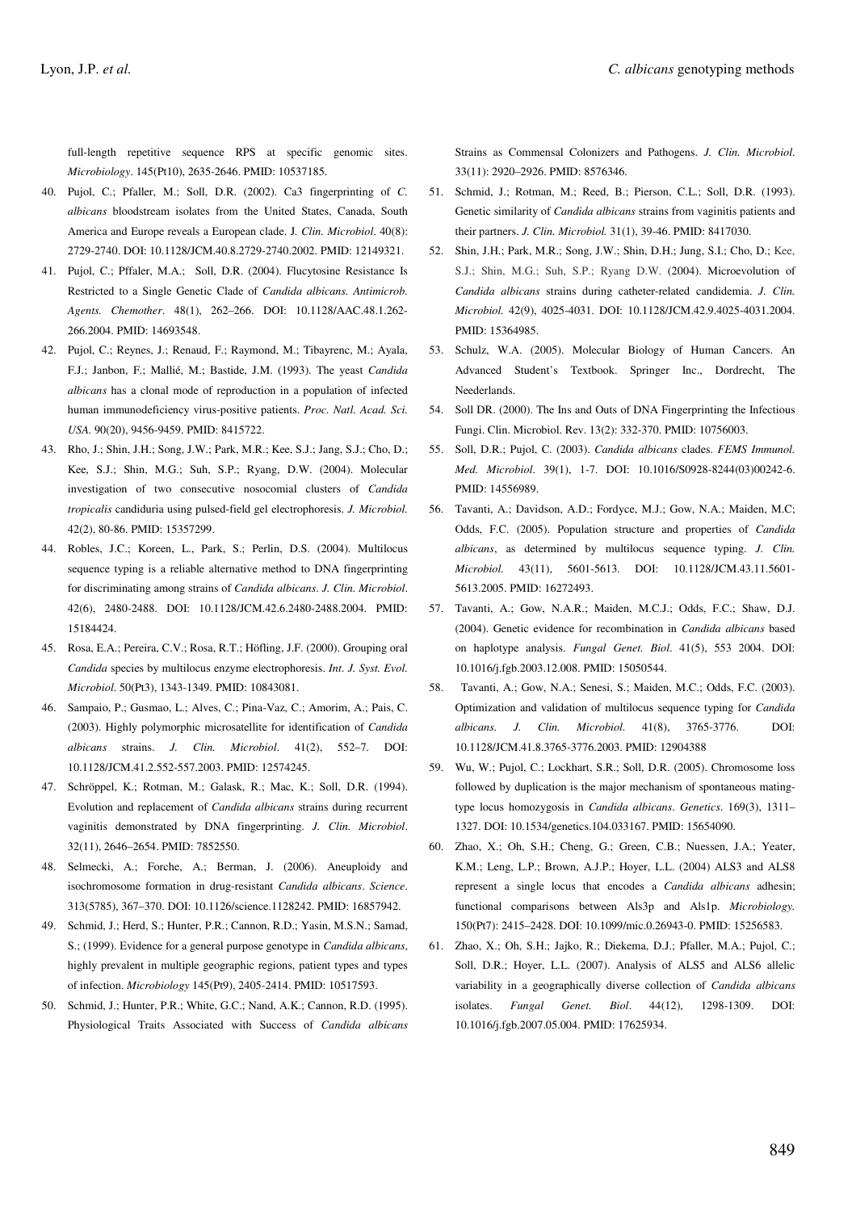full-length repetitive sequence RPS at specific genomic sites. *Microbiology*. 145(Pt10), 2635-2646. PMID: 10537185.

40. Pujol, C.; Pfaller, M.; Soll, D.R. (2002). Ca3 fingerprinting of *C. albicans* bloodstream isolates from the United States, Canada, South America and Europe reveals a European clade. J. *Clin. Microbiol*. 40(8): 2729-2740. DOI: 10.1128/JCM.40.8.2729-2740.2002. PMID: 12149321.
41. Pujol, C.; Pffaler, M.A.; Soll, D.R. (2004). Flucytosine Resistance Is Restricted to a Single Genetic Clade of *Candida albicans. Antimicrob. Agents. Chemother*. 48(1), 262–266. DOI: 10.1128/AAC.48.1.262-266.2004. PMID: 14693548.
42. Pujol, C.; Reynes, J.; Renaud, F.; Raymond, M.; Tibayrenc, M.; Ayala, F.J.; Janbon, F.; Mallié, M.; Bastide, J.M. (1993). The yeast *Candida albicans* has a clonal mode of reproduction in a population of infected human immunodeficiency virus-positive patients. *Proc. Natl. Acad. Sci. USA*. 90(20), 9456-9459. PMID: 8415722.
43. Rho, J.; Shin, J.H.; Song, J.W.; Park, M.R.; Kee, S.J.; Jang, S.J.; Cho, D.; Kee, S.J.; Shin, M.G.; Suh, S.P.; Ryang, D.W. (2004). Molecular investigation of two consecutive nosocomial clusters of *Candida tropicalis* candiduria using pulsed-field gel electrophoresis. *J. Microbiol.* 42(2), 80-86. PMID: 15357299.
44. Robles, J.C.; Koreen, L., Park, S.; Perlin, D.S. (2004). Multilocus sequence typing is a reliable alternative method to DNA fingerprinting for discriminating among strains of *Candida albicans*. *J. Clin. Microbiol*. 42(6), 2480-2488. DOI: 10.1128/JCM.42.6.2480-2488.2004. PMID: 15184424.
45. Rosa, E.A.; Pereira, C.V.; Rosa, R.T.; Höfling, J.F. (2000). Grouping oral *Candida* species by multilocus enzyme electrophoresis. *Int. J. Syst. Evol. Microbiol*. 50(Pt3), 1343-1349. PMID: 10843081.
46. Sampaio, P.; Gusmao, L.; Alves, C.; Pina-Vaz, C.; Amorim, A.; Pais, C. (2003). Highly polymorphic microsatellite for identification of *Candida albicans* strains. *J. Clin. Microbiol*. 41(2), 552–7. DOI: 10.1128/JCM.41.2.552-557.2003. PMID: 12574245.
47. Schröppel, K.; Rotman, M.; Galask, R.; Mac, K.; Soll, D.R. (1994). Evolution and replacement of *Candida albicans* strains during recurrent vaginitis demonstrated by DNA fingerprinting. *J. Clin. Microbiol*. 32(11), 2646–2654. PMID: 7852550.
48. Selmecki, A.; Forche, A.; Berman, J. (2006). Aneuploidy and isochromosome formation in drug-resistant *Candida albicans*. *Science*. 313(5785), 367–370. DOI: 10.1126/science.1128242. PMID: 16857942.
49. Schmid, J.; Herd, S.; Hunter, P.R.; Cannon, R.D.; Yasin, M.S.N.; Samad, S.; (1999). Evidence for a general purpose genotype in *Candida albicans*, highly prevalent in multiple geographic regions, patient types and types of infection. *Microbiology* 145(Pt9), 2405-2414. PMID: 10517593.
50. Schmid, J.; Hunter, P.R.; White, G.C.; Nand, A.K.; Cannon, R.D. (1995). Physiological Traits Associated with Success of *Candida albicans* Strains as Commensal Colonizers and Pathogens. *J. Clin. Microbiol*. 33(11): 2920–2926. PMID: 8576346.
51. Schmid, J.; Rotman, M.; Reed, B.; Pierson, C.L.; Soll, D.R. (1993). Genetic similarity of *Candida albicans* strains from vaginitis patients and their partners. *J. Clin. Microbiol.* 31(1), 39-46. PMID: 8417030.
52. Shin, J.H.; Park, M.R.; Song, J.W.; Shin, D.H.; Jung, S.I.; Cho, D.; Kee, S.J.; Shin, M.G.; Suh, S.P.; Ryang D.W. (2004). Microevolution of *Candida albicans* strains during catheter-related candidemia. *J. Clin. Microbiol.* 42(9), 4025-4031. DOI: 10.1128/JCM.42.9.4025-4031.2004. PMID: 15364985.
53. Schulz, W.A. (2005). Molecular Biology of Human Cancers. An Advanced Student's Textbook. Springer Inc., Dordrecht, The Neederlands.
54. Soll DR. (2000). The Ins and Outs of DNA Fingerprinting the Infectious Fungi. Clin. Microbiol. Rev. 13(2): 332-370. PMID: 10756003.
55. Soll, D.R.; Pujol, C. (2003). *Candida albicans* clades. *FEMS Immunol. Med. Microbiol*. 39(1), 1-7. DOI: 10.1016/S0928-8244(03)00242-6. PMID: 14556989.
56. Tavanti, A.; Davidson, A.D.; Fordyce, M.J.; Gow, N.A.; Maiden, M.C; Odds, F.C. (2005). Population structure and properties of *Candida albicans*, as determined by multilocus sequence typing. *J. Clin. Microbiol.* 43(11), 5601-5613. DOI: 10.1128/JCM.43.11.5601-5613.2005. PMID: 16272493.
57. Tavanti, A.; Gow, N.A.R.; Maiden, M.C.J.; Odds, F.C.; Shaw, D.J. (2004). Genetic evidence for recombination in *Candida albicans* based on haplotype analysis. *Fungal Genet. Biol*. 41(5), 553 2004. DOI: 10.1016/j.fgb.2003.12.008. PMID: 15050544.
58. Tavanti, A.; Gow, N.A.; Senesi, S.; Maiden, M.C.; Odds, F.C. (2003). Optimization and validation of multilocus sequence typing for *Candida albicans. J. Clin. Microbiol*. 41(8), 3765-3776. DOI: 10.1128/JCM.41.8.3765-3776.2003. PMID: 12904388
59. Wu, W.; Pujol, C.; Lockhart, S.R.; Soll, D.R. (2005). Chromosome loss followed by duplication is the major mechanism of spontaneous mating-type locus homozygosis in *Candida albicans*. *Genetics*. 169(3), 1311–1327. DOI: 10.1534/genetics.104.033167. PMID: 15654090.
60. Zhao, X.; Oh, S.H.; Cheng, G.; Green, C.B.; Nuessen, J.A.; Yeater, K.M.; Leng, L.P.; Brown, A.J.P.; Hoyer, L.L. (2004) ALS3 and ALS8 represent a single locus that encodes a *Candida albicans* adhesin; functional comparisons between Als3p and Als1p. *Microbiology*. 150(Pt7): 2415–2428. DOI: 10.1099/mic.0.26943-0. PMID: 15256583.
61. Zhao, X.; Oh, S.H.; Jajko, R.; Diekema, D.J.; Pfaller, M.A.; Pujol, C.; Soll, D.R.; Hoyer, L.L. (2007). Analysis of ALS5 and ALS6 allelic variability in a geographically diverse collection of *Candida albicans* isolates. *Fungal Genet. Biol*. 44(12), 1298-1309. DOI: 10.1016/j.fgb.2007.05.004. PMID: 17625934.